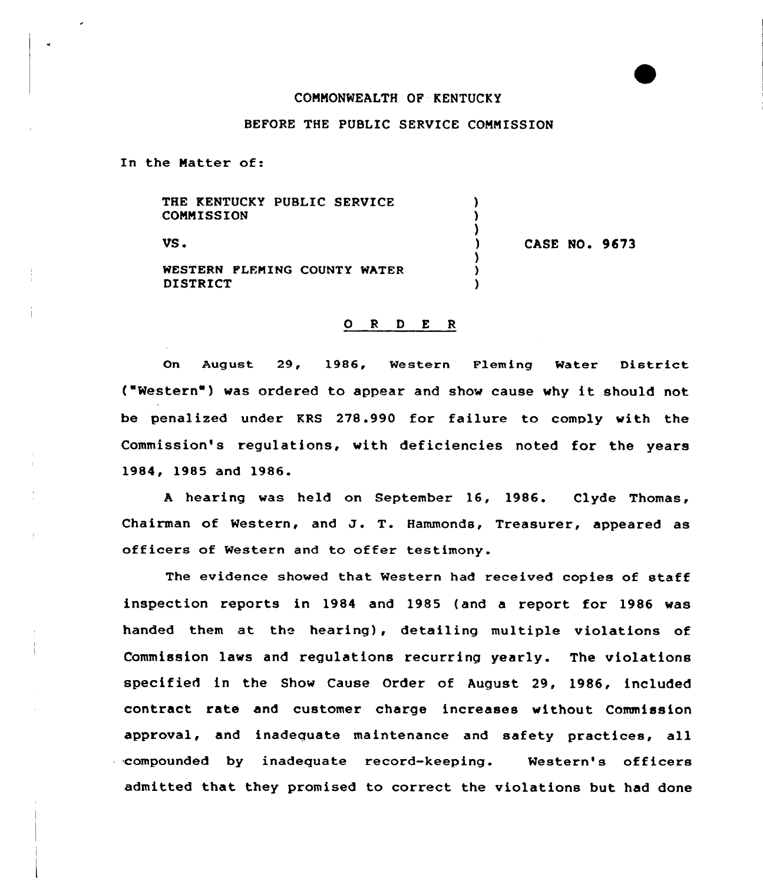COMMONWEALTH OF KENTUCKY

BEFORE THE PUBLIC SERVICE COMMISSION

In the Matter of:

THE KENTUCKY PUBLIC SERVICE COMMISSION

VS.

WESTERN FLEMING COUNTY WATER DISTRICT

CASE NO. 9673

O R D E R

On August 29, 1986, Western Fleming Water District ("Western") was ordered to appear and show cause why it should not be penalized under KRS 278.990 for failure to comply with the Commission's regulations, with deficiencies noted for the years 1984, 1985 and 1986.

A hearing was held on September 16, 1986. Clyde Thomas, Chairman of Western, and J. T. Hammonds, Treasurer, appeared as officers of Western and to offer testimony.

The evidence showed that Western had received copies of staff inspection reports in 1984 and 1985 (and a report for 1986 was handed them at the hearing), detailing multiple violations of Commission laws and regulations recurring yearly. The violations specified in the Show Cause Order of August 29, 1986, included contract rate and customer charge increases without Commission approval, and inadequate maintenance and safety practices, all compounded by inadequate record-keeping. Western's officers admitted that they promised to correct the violations but had done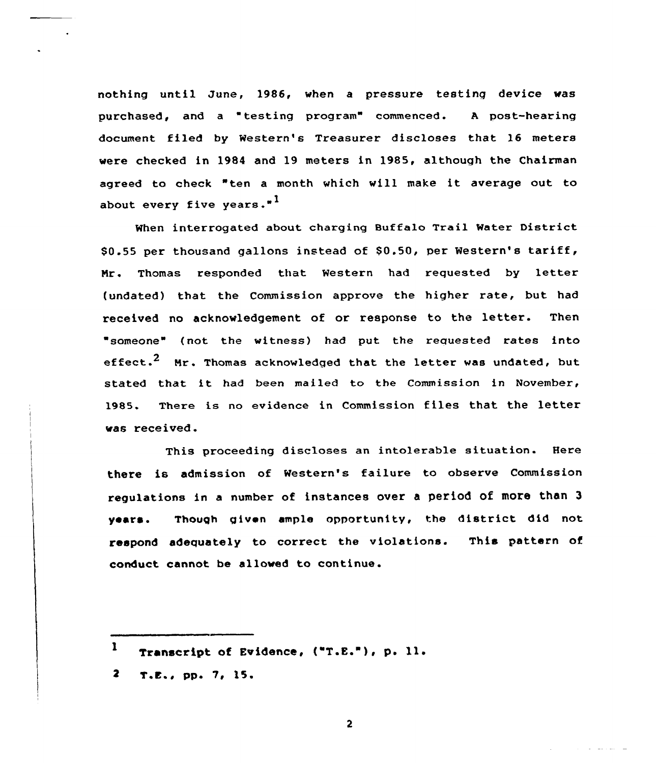nothing until June, 1986, when a pressure testing device was purchased, and a "testing program" commenced. A post-hearing document filed by Western's Treasurer discloses that 16 meters were checked in 1984 and 19 meters in 1985, although the Chairman agreed to check "ten a month which will make it average out to about every five years."[1]

When interrogated about charging Buffalo Trail Water District $0.55 per thousand gallons instead of $0.50, per Western's tariff, Mr. Thomas responded that Western had requested by letter (undated) that the Commission approve the higher rate, but had received no acknowledgement of or response to the letter. Then "someone" (not the witness) had put the requested rates into effect.[2] Mr. Thomas acknowledged that the letter was undated, but stated that it had been mailed to the Commission in November, 1985. There is no evidence in Commission files that the letter was received.

This proceeding discloses an intolerable situation. Here there is admission of Western's failure to observe Commission regulations in a number of instances over a period of more than 3 years. Though given ample opportunity, the district did not respond adequately to correct the violations. This pattern of conduct cannot be allowed to continue.

---

[1] Transcript of Evidence, ("T.E."), p. 11.

[2] T.E., pp. 7, 15.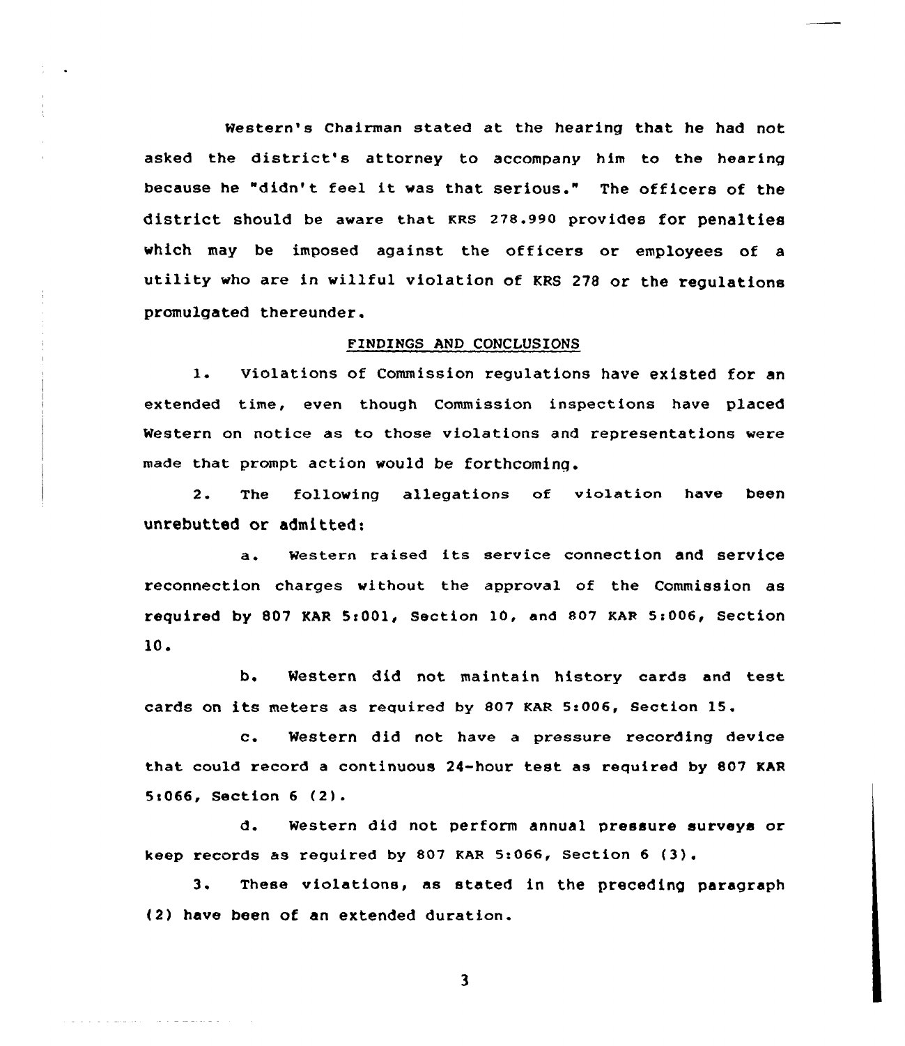Western's Chairman stated at the hearing that he had not asked the district's attorney to accompany him to the hearing because he "didn't feel it was that serious." The officers of the district should be aware that KRS 278.990 provides for penalties which may be imposed against the officers or employees of a utility who are in willful violation of KRS 278 or the regulations promulgated thereunder.

## FINDINGS AND CONCLUSIONS

1. Violations of Commission regulations have existed for an extended time, even though Commission inspections have placed Western on notice as to those violations and representations were made that prompt action would be forthcoming.

2. The following allegations of violation have been unrebutted or admitted:

   a. Western raised its service connection and service reconnection charges without the approval of the Commission as required by 807 KAR 5:001, Section 10, and 807 KAR 5:006, Section 10.

   b. Western did not maintain history cards and test cards on its meters as required by 807 KAR 5:006, Section 15.

   c. Western did not have a pressure recording device that could record a continuous 24-hour test as required by 807 KAR 5:066, Section 6 (2).

   d. Western did not perform annual pressure surveys or keep records as required by 807 KAR 5:066, Section 6 (3).

3. These violations, as stated in the preceding paragraph (2) have been of an extended duration.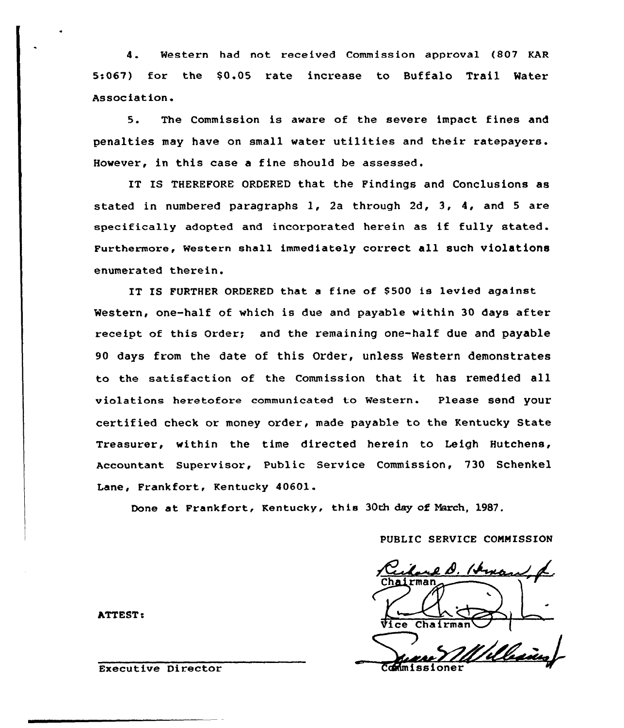4. Western had not received Commission approval (807 KAR 5:067) for the $0.05 rate increase to Buffalo Trail Water Association.

5. The Commission is aware of the severe impact fines and penalties may have on small water utilities and their ratepayers. However, in this case a fine should be assessed.

IT IS THEREFORE ORDERED that the Findings and Conclusions as stated in numbered paragraphs 1, 2a through 2d, 3, 4, and 5 are specifically adopted and incorporated herein as if fully stated. Furthermore, Western shall immediately correct all such violations enumerated therein.

IT IS FURTHER ORDERED that a fine of $500 is levied against Western, one-half of which is due and payable within 30 days after receipt of this Order; and the remaining one-half due and payable 90 days from the date of this Order, unless Western demonstrates to the satisfaction of the Commission that it has remedied all violations heretofore communicated to Western. Please send your certified check or money order, made payable to the Kentucky State Treasurer, within the time directed herein to Leigh Hutchens, Accountant Supervisor, Public Service Commission, 730 Schenkel Lane, Frankfort, Kentucky 40601.

Done at Frankfort, Kentucky, this 30th day of March, 1987.

PUBLIC SERVICE COMMISSION

Chairman

Vice Chairman

Commissioner

ATTEST:

Executive Director